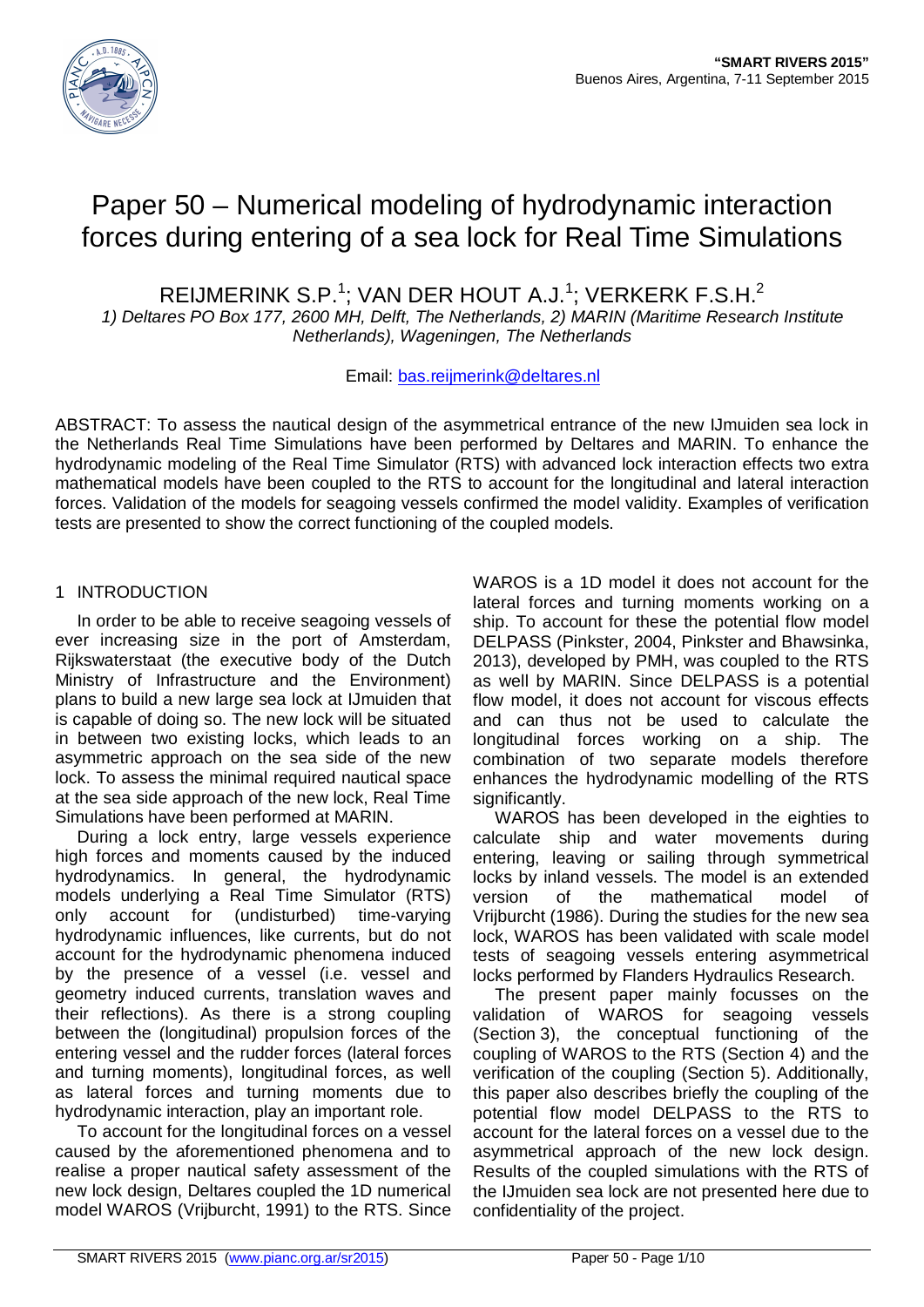# Paper 50 – Numerical modeling of hydrodynamic interaction forces during entering of a sea lock for Real Time Simulations

REIJMERINK S.P.[1]; VAN DER HOUT A.J.[1]; VERKERK F.S.H.[2]

*1) Deltares PO Box 177, 2600 MH, Delft, The Netherlands, 2) MARIN (Maritime Research Institute Netherlands), Wageningen, The Netherlands*

Email: bas.reijmerink@deltares.nl

ABSTRACT: To assess the nautical design of the asymmetrical entrance of the new IJmuiden sea lock in the Netherlands Real Time Simulations have been performed by Deltares and MARIN. To enhance the hydrodynamic modeling of the Real Time Simulator (RTS) with advanced lock interaction effects two extra mathematical models have been coupled to the RTS to account for the longitudinal and lateral interaction forces. Validation of the models for seagoing vessels confirmed the model validity. Examples of verification tests are presented to show the correct functioning of the coupled models.

## 1 INTRODUCTION

In order to be able to receive seagoing vessels of ever increasing size in the port of Amsterdam, Rijkswaterstaat (the executive body of the Dutch Ministry of Infrastructure and the Environment) plans to build a new large sea lock at IJmuiden that is capable of doing so. The new lock will be situated in between two existing locks, which leads to an asymmetric approach on the sea side of the new lock. To assess the minimal required nautical space at the sea side approach of the new lock, Real Time Simulations have been performed at MARIN.

During a lock entry, large vessels experience high forces and moments caused by the induced hydrodynamics. In general, the hydrodynamic models underlying a Real Time Simulator (RTS) only account for (undisturbed) time-varying hydrodynamic influences, like currents, but do not account for the hydrodynamic phenomena induced by the presence of a vessel (i.e. vessel and geometry induced currents, translation waves and their reflections). As there is a strong coupling between the (longitudinal) propulsion forces of the entering vessel and the rudder forces (lateral forces and turning moments), longitudinal forces, as well as lateral forces and turning moments due to hydrodynamic interaction, play an important role.

To account for the longitudinal forces on a vessel caused by the aforementioned phenomena and to realise a proper nautical safety assessment of the new lock design, Deltares coupled the 1D numerical model WAROS (Vrijburcht, 1991) to the RTS. Since WAROS is a 1D model it does not account for the lateral forces and turning moments working on a ship. To account for these the potential flow model DELPASS (Pinkster, 2004, Pinkster and Bhawsinka, 2013), developed by PMH, was coupled to the RTS as well by MARIN. Since DELPASS is a potential flow model, it does not account for viscous effects and can thus not be used to calculate the longitudinal forces working on a ship. The combination of two separate models therefore enhances the hydrodynamic modelling of the RTS significantly.

WAROS has been developed in the eighties to calculate ship and water movements during entering, leaving or sailing through symmetrical locks by inland vessels. The model is an extended version of the mathematical model of Vrijburcht (1986). During the studies for the new sea lock, WAROS has been validated with scale model tests of seagoing vessels entering asymmetrical locks performed by Flanders Hydraulics Research.

The present paper mainly focusses on the validation of WAROS for seagoing vessels (Section 3), the conceptual functioning of the coupling of WAROS to the RTS (Section 4) and the verification of the coupling (Section 5). Additionally, this paper also describes briefly the coupling of the potential flow model DELPASS to the RTS to account for the lateral forces on a vessel due to the asymmetrical approach of the new lock design. Results of the coupled simulations with the RTS of the IJmuiden sea lock are not presented here due to confidentiality of the project.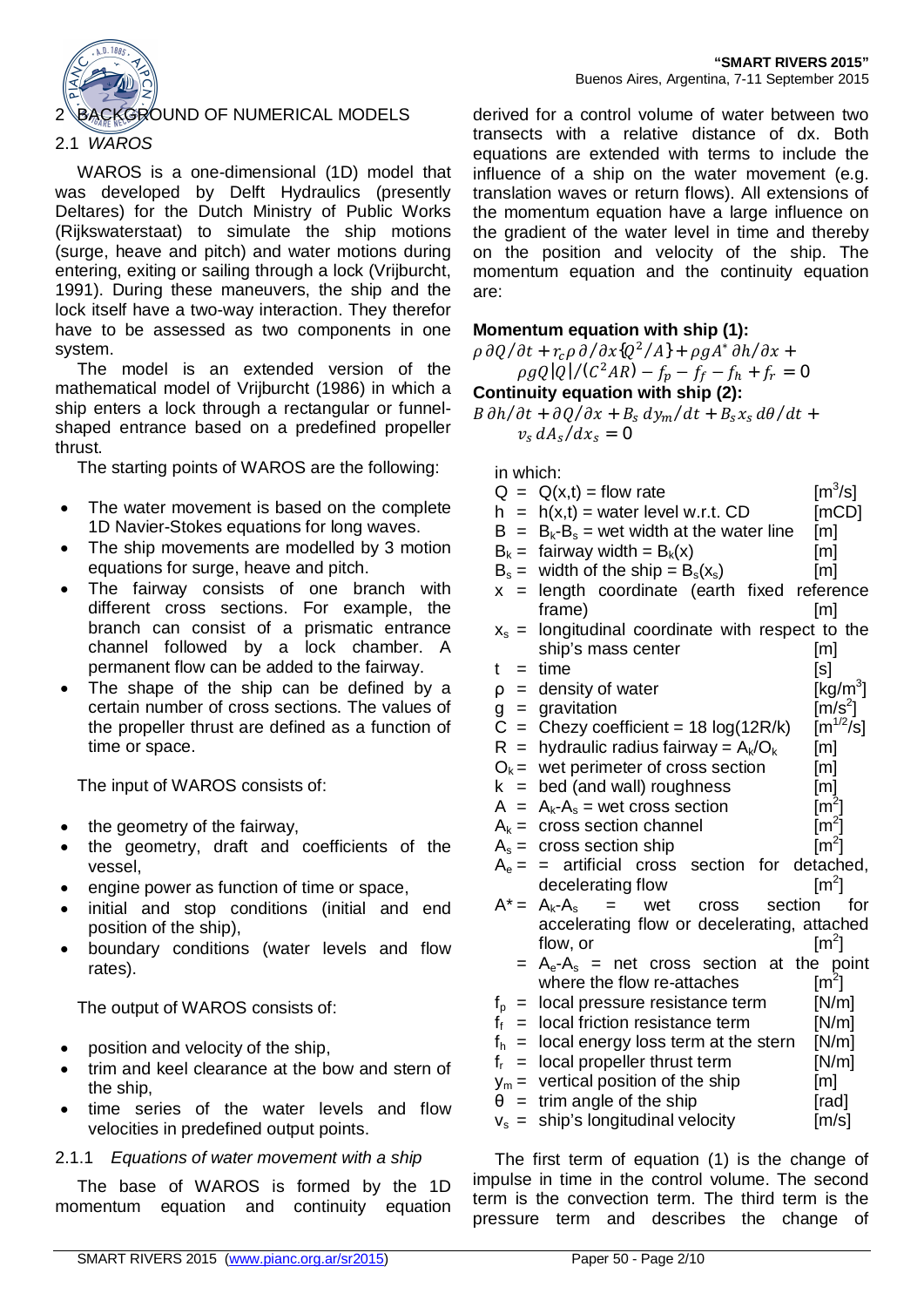## 2 BACKGROUND OF NUMERICAL MODELS

### 2.1 *WAROS*

WAROS is a one-dimensional (1D) model that was developed by Delft Hydraulics (presently Deltares) for the Dutch Ministry of Public Works (Rijkswaterstaat) to simulate the ship motions (surge, heave and pitch) and water motions during entering, exiting or sailing through a lock (Vrijburcht, 1991). During these maneuvers, the ship and the lock itself have a two-way interaction. They therefor have to be assessed as two components in one system.

The model is an extended version of the mathematical model of Vrijburcht (1986) in which a ship enters a lock through a rectangular or funnel-shaped entrance based on a predefined propeller thrust.

The starting points of WAROS are the following:

- The water movement is based on the complete 1D Navier-Stokes equations for long waves.
- The ship movements are modelled by 3 motion equations for surge, heave and pitch.
- The fairway consists of one branch with different cross sections. For example, the branch can consist of a prismatic entrance channel followed by a lock chamber. A permanent flow can be added to the fairway.
- The shape of the ship can be defined by a certain number of cross sections. The values of the propeller thrust are defined as a function of time or space.

The input of WAROS consists of:

- the geometry of the fairway,
- the geometry, draft and coefficients of the vessel,
- engine power as function of time or space,
- initial and stop conditions (initial and end position of the ship),
- boundary conditions (water levels and flow rates).

The output of WAROS consists of:

- position and velocity of the ship,
- trim and keel clearance at the bow and stern of the ship,
- time series of the water levels and flow velocities in predefined output points.

#### 2.1.1 *Equations of water movement with a ship*

The base of WAROS is formed by the 1D momentum equation and continuity equation derived for a control volume of water between two transects with a relative distance of dx. Both equations are extended with terms to include the influence of a ship on the water movement (e.g. translation waves or return flows). All extensions of the momentum equation have a large influence on the gradient of the water level in time and thereby on the position and velocity of the ship. The momentum equation and the continuity equation are:

**Momentum equation with ship (1):**

$$\rho\,\partial Q/\partial t + r_c \rho\,\partial/\partial x\{Q^2/A\} + \rho g A^*\,\partial h/\partial x + \rho g Q|Q|/(C^2 A R) - f_p - f_f - f_h + f_r = 0$$

**Continuity equation with ship (2):**

$$B\,\partial h/\partial t + \partial Q/\partial x + B_s\, dy_m/dt + B_s x_s\, d\theta/dt + v_s\, dA_s/dx_s = 0$$

in which:

| | | | |
|---|---|---|---|
| $Q$ | = | $Q(x,t)$ = flow rate | [$m^3$/s] |
| $h$ | = | $h(x,t)$ = water level w.r.t. CD | [mCD] |
| $B$ | = | $B_k$-$B_s$ = wet width at the water line | [m] |
| $B_k$ | = | fairway width = $B_k(x)$ | [m] |
| $B_s$ | = | width of the ship = $B_s(x_s)$ | [m] |
| $x$ | = | length coordinate (earth fixed reference frame) | [m] |
| $x_s$ | = | longitudinal coordinate with respect to the ship's mass center | [m] |
| $t$ | = | time | [s] |
| $\rho$ | = | density of water | [kg/$m^3$] |
| $g$ | = | gravitation | [m/$s^2$] |
| $C$ | = | Chezy coefficient = 18 log(12R/k) | [$m^{1/2}$/s] |
| $R$ | = | hydraulic radius fairway = $A_k/O_k$ | [m] |
| $O_k$ | = | wet perimeter of cross section | [m] |
| $k$ | = | bed (and wall) roughness | [m] |
| $A$ | = | $A_k$-$A_s$ = wet cross section | [$m^2$] |
| $A_k$ | = | cross section channel | [$m^2$] |
| $A_s$ | = | cross section ship | [$m^2$] |
| $A_e$ | = | = artificial cross section for detached, decelerating flow | [$m^2$] |
| $A^*$ | = | $A_k$-$A_s$ = wet cross section for accelerating flow or decelerating, attached flow, or | [$m^2$] |
| | = | $A_e$-$A_s$ = net cross section at the point where the flow re-attaches | [$m^2$] |
| $f_p$ | = | local pressure resistance term | [N/m] |
| $f_f$ | = | local friction resistance term | [N/m] |
| $f_h$ | = | local energy loss term at the stern | [N/m] |
| $f_r$ | = | local propeller thrust term | [N/m] |
| $y_m$ | = | vertical position of the ship | [m] |
| $\theta$ | = | trim angle of the ship | [rad] |
| $v_s$ | = | ship's longitudinal velocity | [m/s] |

The first term of equation (1) is the change of impulse in time in the control volume. The second term is the convection term. The third term is the pressure term and describes the change of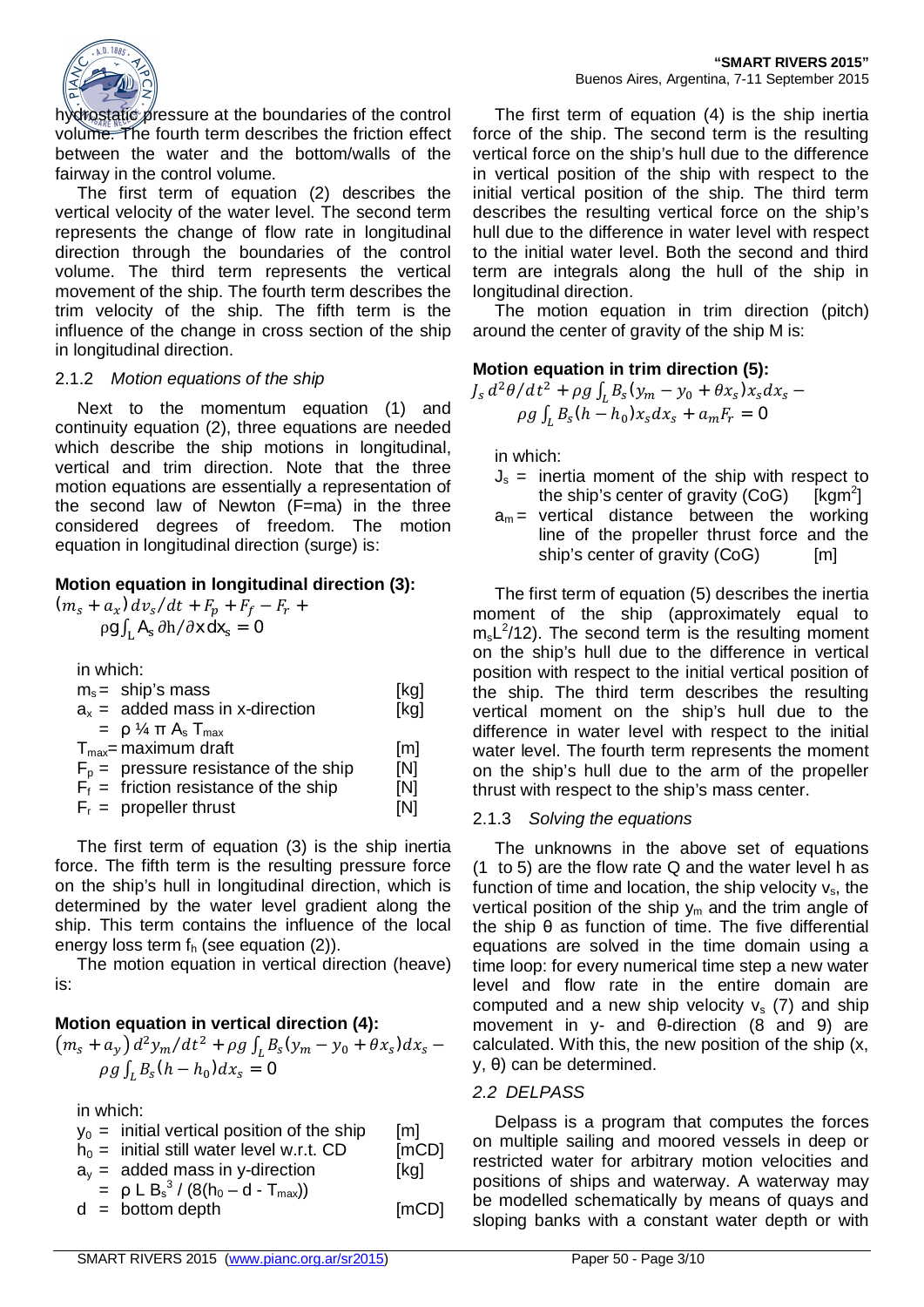hydrostatic pressure at the boundaries of the control volume. The fourth term describes the friction effect between the water and the bottom/walls of the fairway in the control volume.

The first term of equation (2) describes the vertical velocity of the water level. The second term represents the change of flow rate in longitudinal direction through the boundaries of the control volume. The third term represents the vertical movement of the ship. The fourth term describes the trim velocity of the ship. The fifth term is the influence of the change in cross section of the ship in longitudinal direction.

### 2.1.2 *Motion equations of the ship*

Next to the momentum equation (1) and continuity equation (2), three equations are needed which describe the ship motions in longitudinal, vertical and trim direction. Note that the three motion equations are essentially a representation of the second law of Newton (F=ma) in the three considered degrees of freedom. The motion equation in longitudinal direction (surge) is:

**Motion equation in longitudinal direction (3):**

$$(m_s + a_x)\, dv_s/dt + F_p + F_f - F_r + \rho g \int_L A_s\, \partial h/\partial x\, dx_s = 0$$

in which:

- $m_s$ = ship's mass [kg]
- $a_x$ = added mass in x-direction [kg] $= \rho\, ¼\, \pi\, A_s\, T_{max}$
- $T_{max}$ = maximum draft [m]
- $F_p$ = pressure resistance of the ship [N]
- $F_f$ = friction resistance of the ship [N]
- $F_r$ = propeller thrust [N]

The first term of equation (3) is the ship inertia force. The fifth term is the resulting pressure force on the ship's hull in longitudinal direction, which is determined by the water level gradient along the ship. This term contains the influence of the local energy loss term $f_h$ (see equation (2)).

The motion equation in vertical direction (heave) is:

**Motion equation in vertical direction (4):**

$$(m_s + a_y)\, d^2y_m/dt^2 + \rho g \int_L B_s (y_m - y_0 + \theta x_s) dx_s - \rho g \int_L B_s (h - h_0) dx_s = 0$$

in which:

- $y_0$ = initial vertical position of the ship [m]
- $h_0$ = initial still water level w.r.t. CD [mCD]
- $a_y$ = added mass in y-direction [kg] $= \rho\, L\, B_s^3 / (8(h_0 - d - T_{max}))$
- $d$ = bottom depth [mCD]

The first term of equation (4) is the ship inertia force of the ship. The second term is the resulting vertical force on the ship's hull due to the difference in vertical position of the ship with respect to the initial vertical position of the ship. The third term describes the resulting vertical force on the ship's hull due to the difference in water level with respect to the initial water level. Both the second and third term are integrals along the hull of the ship in longitudinal direction.

The motion equation in trim direction (pitch) around the center of gravity of the ship M is:

**Motion equation in trim direction (5):**

$$J_s\, d^2\theta/dt^2 + \rho g \int_L B_s (y_m - y_0 + \theta x_s) x_s dx_s - \rho g \int_L B_s (h - h_0) x_s dx_s + a_m F_r = 0$$

in which:

- $J_s$ = inertia moment of the ship with respect to the ship's center of gravity (CoG) [kgm$^2$]
- $a_m$ = vertical distance between the working line of the propeller thrust force and the ship's center of gravity (CoG) [m]

The first term of equation (5) describes the inertia moment of the ship (approximately equal to $m_s L^2/12$). The second term is the resulting moment on the ship's hull due to the difference in vertical position with respect to the initial vertical position of the ship. The third term describes the resulting vertical moment on the ship's hull due to the difference in water level with respect to the initial water level. The fourth term represents the moment on the ship's hull due to the arm of the propeller thrust with respect to the ship's mass center.

### 2.1.3 *Solving the equations*

The unknowns in the above set of equations (1 to 5) are the flow rate Q and the water level h as function of time and location, the ship velocity $v_s$, the vertical position of the ship $y_m$ and the trim angle of the ship θ as function of time. The five differential equations are solved in the time domain using a time loop: for every numerical time step a new water level and flow rate in the entire domain are computed and a new ship velocity $v_s$ (7) and ship movement in y- and θ-direction (8 and 9) are calculated. With this, the new position of the ship (x, y, θ) can be determined.

## *2.2 DELPASS*

Delpass is a program that computes the forces on multiple sailing and moored vessels in deep or restricted water for arbitrary motion velocities and positions of ships and waterway. A waterway may be modelled schematically by means of quays and sloping banks with a constant water depth or with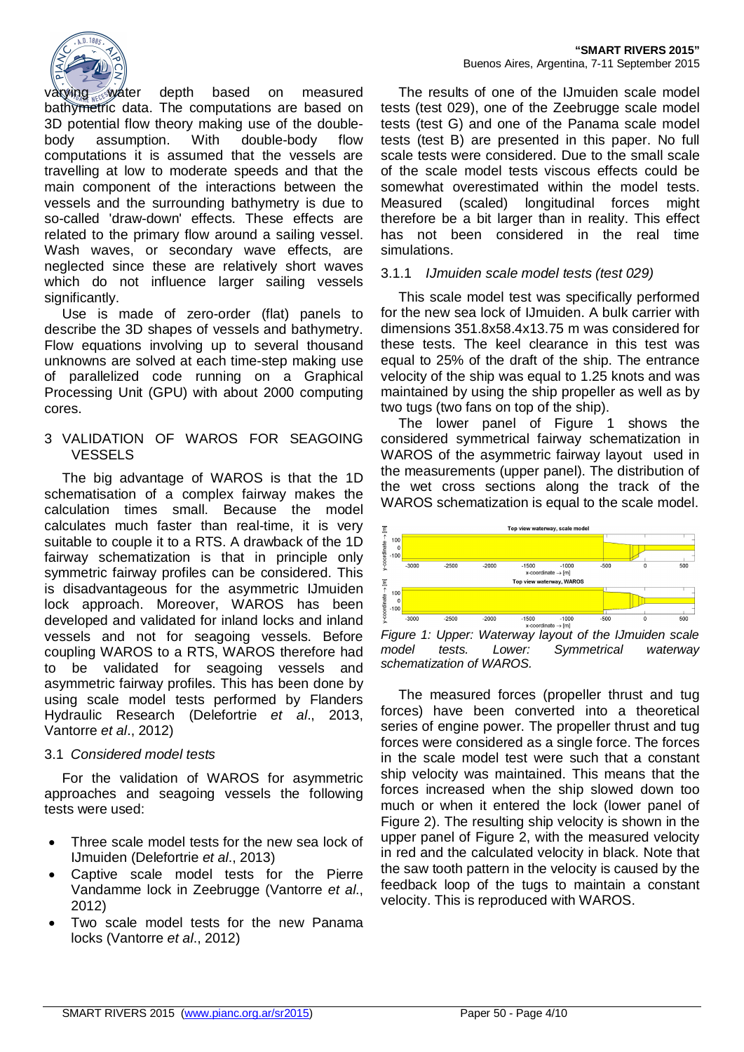varying water depth based on measured bathymetric data. The computations are based on 3D potential flow theory making use of the double-body assumption. With double-body flow computations it is assumed that the vessels are travelling at low to moderate speeds and that the main component of the interactions between the vessels and the surrounding bathymetry is due to so-called 'draw-down' effects. These effects are related to the primary flow around a sailing vessel. Wash waves, or secondary wave effects, are neglected since these are relatively short waves which do not influence larger sailing vessels significantly.

Use is made of zero-order (flat) panels to describe the 3D shapes of vessels and bathymetry. Flow equations involving up to several thousand unknowns are solved at each time-step making use of parallelized code running on a Graphical Processing Unit (GPU) with about 2000 computing cores.

## 3 VALIDATION OF WAROS FOR SEAGOING VESSELS

The big advantage of WAROS is that the 1D schematisation of a complex fairway makes the calculation times small. Because the model calculates much faster than real-time, it is very suitable to couple it to a RTS. A drawback of the 1D fairway schematization is that in principle only symmetric fairway profiles can be considered. This is disadvantageous for the asymmetric IJmuiden lock approach. Moreover, WAROS has been developed and validated for inland locks and inland vessels and not for seagoing vessels. Before coupling WAROS to a RTS, WAROS therefore had to be validated for seagoing vessels and asymmetric fairway profiles. This has been done by using scale model tests performed by Flanders Hydraulic Research (Delefortrie *et al*., 2013, Vantorre *et al*., 2012)

### 3.1 *Considered model tests*

For the validation of WAROS for asymmetric approaches and seagoing vessels the following tests were used:

- Three scale model tests for the new sea lock of IJmuiden (Delefortrie *et al*., 2013)
- Captive scale model tests for the Pierre Vandamme lock in Zeebrugge (Vantorre *et al*., 2012)
- Two scale model tests for the new Panama locks (Vantorre *et al*., 2012)

The results of one of the IJmuiden scale model tests (test 029), one of the Zeebrugge scale model tests (test G) and one of the Panama scale model tests (test B) are presented in this paper. No full scale tests were considered. Due to the small scale of the scale model tests viscous effects could be somewhat overestimated within the model tests. Measured (scaled) longitudinal forces might therefore be a bit larger than in reality. This effect has not been considered in the real time simulations.

#### 3.1.1 *IJmuiden scale model tests (test 029)*

This scale model test was specifically performed for the new sea lock of IJmuiden. A bulk carrier with dimensions 351.8x58.4x13.75 m was considered for these tests. The keel clearance in this test was equal to 25% of the draft of the ship. The entrance velocity of the ship was equal to 1.25 knots and was maintained by using the ship propeller as well as by two tugs (two fans on top of the ship).

The lower panel of Figure 1 shows the considered symmetrical fairway schematization in WAROS of the asymmetric fairway layout used in the measurements (upper panel). The distribution of the wet cross sections along the track of the WAROS schematization is equal to the scale model.

*Figure 1: Upper: Waterway layout of the IJmuiden scale model tests. Lower: Symmetrical waterway schematization of WAROS.*

The measured forces (propeller thrust and tug forces) have been converted into a theoretical series of engine power. The propeller thrust and tug forces were considered as a single force. The forces in the scale model test were such that a constant ship velocity was maintained. This means that the forces increased when the ship slowed down too much or when it entered the lock (lower panel of Figure 2). The resulting ship velocity is shown in the upper panel of Figure 2, with the measured velocity in red and the calculated velocity in black. Note that the saw tooth pattern in the velocity is caused by the feedback loop of the tugs to maintain a constant velocity. This is reproduced with WAROS.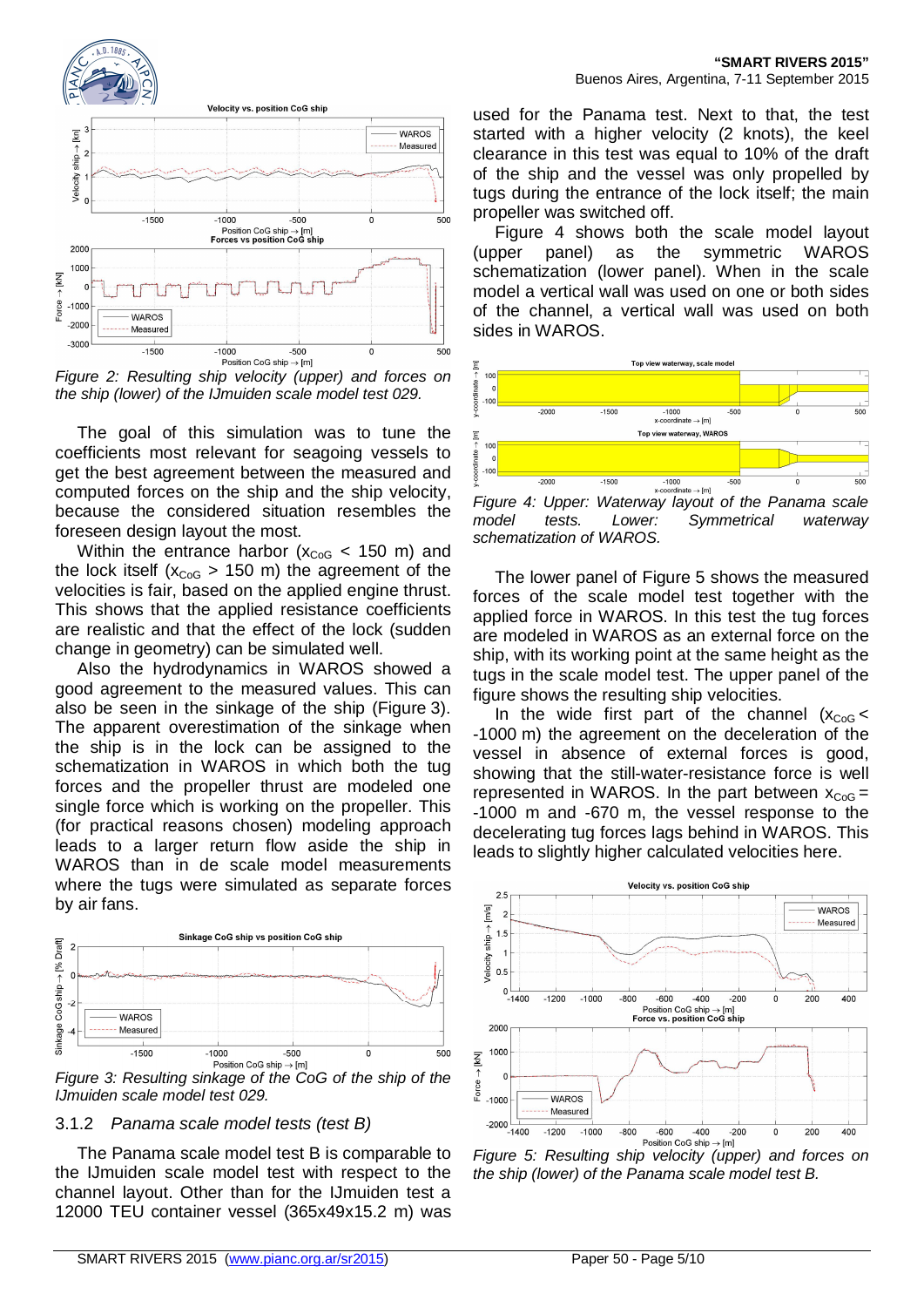*Figure 2: Resulting ship velocity (upper) and forces on the ship (lower) of the IJmuiden scale model test 029.*

The goal of this simulation was to tune the coefficients most relevant for seagoing vessels to get the best agreement between the measured and computed forces on the ship and the ship velocity, because the considered situation resembles the foreseen design layout the most.

Within the entrance harbor ($x_{CoG}$ < 150 m) and the lock itself ($x_{CoG}$ > 150 m) the agreement of the velocities is fair, based on the applied engine thrust. This shows that the applied resistance coefficients are realistic and that the effect of the lock (sudden change in geometry) can be simulated well.

Also the hydrodynamics in WAROS showed a good agreement to the measured values. This can also be seen in the sinkage of the ship (Figure 3). The apparent overestimation of the sinkage when the ship is in the lock can be assigned to the schematization in WAROS in which both the tug forces and the propeller thrust are modeled one single force which is working on the propeller. This (for practical reasons chosen) modeling approach leads to a larger return flow aside the ship in WAROS than in de scale model measurements where the tugs were simulated as separate forces by air fans.

*Figure 3: Resulting sinkage of the CoG of the ship of the IJmuiden scale model test 029.*

### 3.1.2 *Panama scale model tests (test B)*

The Panama scale model test B is comparable to the IJmuiden scale model test with respect to the channel layout. Other than for the IJmuiden test a 12000 TEU container vessel (365x49x15.2 m) was used for the Panama test. Next to that, the test started with a higher velocity (2 knots), the keel clearance in this test was equal to 10% of the draft of the ship and the vessel was only propelled by tugs during the entrance of the lock itself; the main propeller was switched off.

Figure 4 shows both the scale model layout (upper panel) as the symmetric WAROS schematization (lower panel). When in the scale model a vertical wall was used on one or both sides of the channel, a vertical wall was used on both sides in WAROS.

*Figure 4: Upper: Waterway layout of the Panama scale model tests. Lower: Symmetrical waterway schematization of WAROS.*

The lower panel of Figure 5 shows the measured forces of the scale model test together with the applied force in WAROS. In this test the tug forces are modeled in WAROS as an external force on the ship, with its working point at the same height as the tugs in the scale model test. The upper panel of the figure shows the resulting ship velocities.

In the wide first part of the channel ($x_{CoG}$ < -1000 m) the agreement on the deceleration of the vessel in absence of external forces is good, showing that the still-water-resistance force is well represented in WAROS. In the part between $x_{CoG}$ = -1000 m and -670 m, the vessel response to the decelerating tug forces lags behind in WAROS. This leads to slightly higher calculated velocities here.

*Figure 5: Resulting ship velocity (upper) and forces on the ship (lower) of the Panama scale model test B.*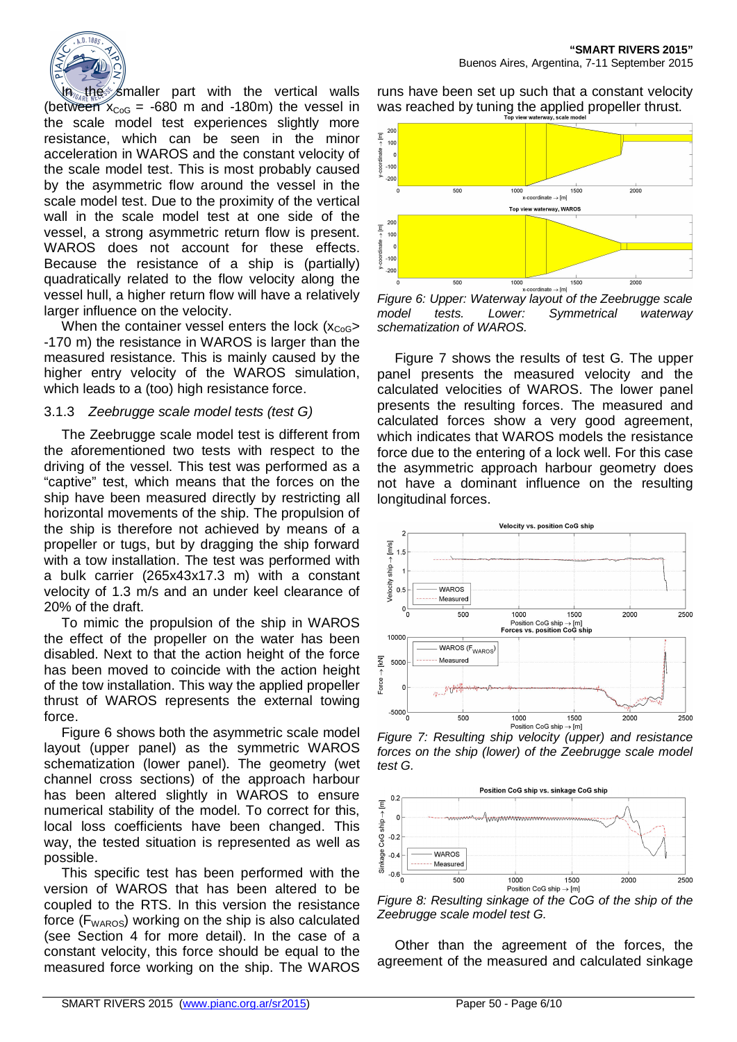In the smaller part with the vertical walls (between $x_{CoG}$ = -680 m and -180m) the vessel in the scale model test experiences slightly more resistance, which can be seen in the minor acceleration in WAROS and the constant velocity of the scale model test. This is most probably caused by the asymmetric flow around the vessel in the scale model test. Due to the proximity of the vertical wall in the scale model test at one side of the vessel, a strong asymmetric return flow is present. WAROS does not account for these effects. Because the resistance of a ship is (partially) quadratically related to the flow velocity along the vessel hull, a higher return flow will have a relatively larger influence on the velocity.

When the container vessel enters the lock ($x_{CoG}$> -170 m) the resistance in WAROS is larger than the measured resistance. This is mainly caused by the higher entry velocity of the WAROS simulation, which leads to a (too) high resistance force.

### 3.1.3 *Zeebrugge scale model tests (test G)*

The Zeebrugge scale model test is different from the aforementioned two tests with respect to the driving of the vessel. This test was performed as a "captive" test, which means that the forces on the ship have been measured directly by restricting all horizontal movements of the ship. The propulsion of the ship is therefore not achieved by means of a propeller or tugs, but by dragging the ship forward with a tow installation. The test was performed with a bulk carrier (265x43x17.3 m) with a constant velocity of 1.3 m/s and an under keel clearance of 20% of the draft.

To mimic the propulsion of the ship in WAROS the effect of the propeller on the water has been disabled. Next to that the action height of the force has been moved to coincide with the action height of the tow installation. This way the applied propeller thrust of WAROS represents the external towing force.

Figure 6 shows both the asymmetric scale model layout (upper panel) as the symmetric WAROS schematization (lower panel). The geometry (wet channel cross sections) of the approach harbour has been altered slightly in WAROS to ensure numerical stability of the model. To correct for this, local loss coefficients have been changed. This way, the tested situation is represented as well as possible.

This specific test has been performed with the version of WAROS that has been altered to be coupled to the RTS. In this version the resistance force ($F_{WAROS}$) working on the ship is also calculated (see Section 4 for more detail). In the case of a constant velocity, this force should be equal to the measured force working on the ship. The WAROS runs have been set up such that a constant velocity was reached by tuning the applied propeller thrust.

*Figure 6: Upper: Waterway layout of the Zeebrugge scale model tests. Lower: Symmetrical waterway schematization of WAROS.*

Figure 7 shows the results of test G. The upper panel presents the measured velocity and the calculated velocities of WAROS. The lower panel presents the resulting forces. The measured and calculated forces show a very good agreement, which indicates that WAROS models the resistance force due to the entering of a lock well. For this case the asymmetric approach harbour geometry does not have a dominant influence on the resulting longitudinal forces.

*Figure 7: Resulting ship velocity (upper) and resistance forces on the ship (lower) of the Zeebrugge scale model test G.*

*Figure 8: Resulting sinkage of the CoG of the ship of the Zeebrugge scale model test G.*

Other than the agreement of the forces, the agreement of the measured and calculated sinkage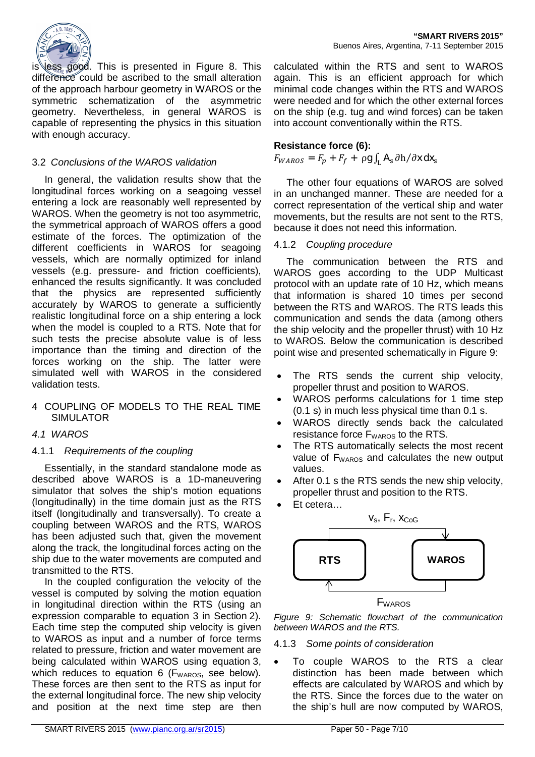is less good. This is presented in Figure 8. This difference could be ascribed to the small alteration of the approach harbour geometry in WAROS or the symmetric schematization of the asymmetric geometry. Nevertheless, in general WAROS is capable of representing the physics in this situation with enough accuracy.

### 3.2 *Conclusions of the WAROS validation*

In general, the validation results show that the longitudinal forces working on a seagoing vessel entering a lock are reasonably well represented by WAROS. When the geometry is not too asymmetric, the symmetrical approach of WAROS offers a good estimate of the forces. The optimization of the different coefficients in WAROS for seagoing vessels, which are normally optimized for inland vessels (e.g. pressure- and friction coefficients), enhanced the results significantly. It was concluded that the physics are represented sufficiently accurately by WAROS to generate a sufficiently realistic longitudinal force on a ship entering a lock when the model is coupled to a RTS. Note that for such tests the precise absolute value is of less importance than the timing and direction of the forces working on the ship. The latter were simulated well with WAROS in the considered validation tests.

## 4 COUPLING OF MODELS TO THE REAL TIME SIMULATOR

### *4.1 WAROS*

#### 4.1.1 *Requirements of the coupling*

Essentially, in the standard standalone mode as described above WAROS is a 1D-maneuvering simulator that solves the ship's motion equations (longitudinally) in the time domain just as the RTS itself (longitudinally and transversally). To create a coupling between WAROS and the RTS, WAROS has been adjusted such that, given the movement along the track, the longitudinal forces acting on the ship due to the water movements are computed and transmitted to the RTS.

In the coupled configuration the velocity of the vessel is computed by solving the motion equation in longitudinal direction within the RTS (using an expression comparable to equation 3 in Section 2). Each time step the computed ship velocity is given to WAROS as input and a number of force terms related to pressure, friction and water movement are being calculated within WAROS using equation 3, which reduces to equation 6 ($F_{WAROS}$, see below). These forces are then sent to the RTS as input for the external longitudinal force. The new ship velocity and position at the next time step are then calculated within the RTS and sent to WAROS again. This is an efficient approach for which minimal code changes within the RTS and WAROS were needed and for which the other external forces on the ship (e.g. tug and wind forces) can be taken into account conventionally within the RTS.

**Resistance force (6):**

$$F_{WAROS} = F_p + F_f + \rho g \int_L A_s \, \partial h / \partial x \, dx_s$$

The other four equations of WAROS are solved in an unchanged manner. These are needed for a correct representation of the vertical ship and water movements, but the results are not sent to the RTS, because it does not need this information.

#### 4.1.2 *Coupling procedure*

The communication between the RTS and WAROS goes according to the UDP Multicast protocol with an update rate of 10 Hz, which means that information is shared 10 times per second between the RTS and WAROS. The RTS leads this communication and sends the data (among others the ship velocity and the propeller thrust) with 10 Hz to WAROS. Below the communication is described point wise and presented schematically in Figure 9:

- The RTS sends the current ship velocity, propeller thrust and position to WAROS.
- WAROS performs calculations for 1 time step (0.1 s) in much less physical time than 0.1 s.
- WAROS directly sends back the calculated resistance force $F_{WAROS}$ to the RTS.
- The RTS automatically selects the most recent value of $F_{WAROS}$ and calculates the new output values.
- After 0.1 s the RTS sends the new ship velocity, propeller thrust and position to the RTS.
- Et cetera…

$v_s$, $F_r$, $x_{CoG}$

RTS → WAROS

$F_{WAROS}$

*Figure 9: Schematic flowchart of the communication between WAROS and the RTS.*

#### 4.1.3 *Some points of consideration*

- To couple WAROS to the RTS a clear distinction has been made between which effects are calculated by WAROS and which by the RTS. Since the forces due to the water on the ship's hull are now computed by WAROS,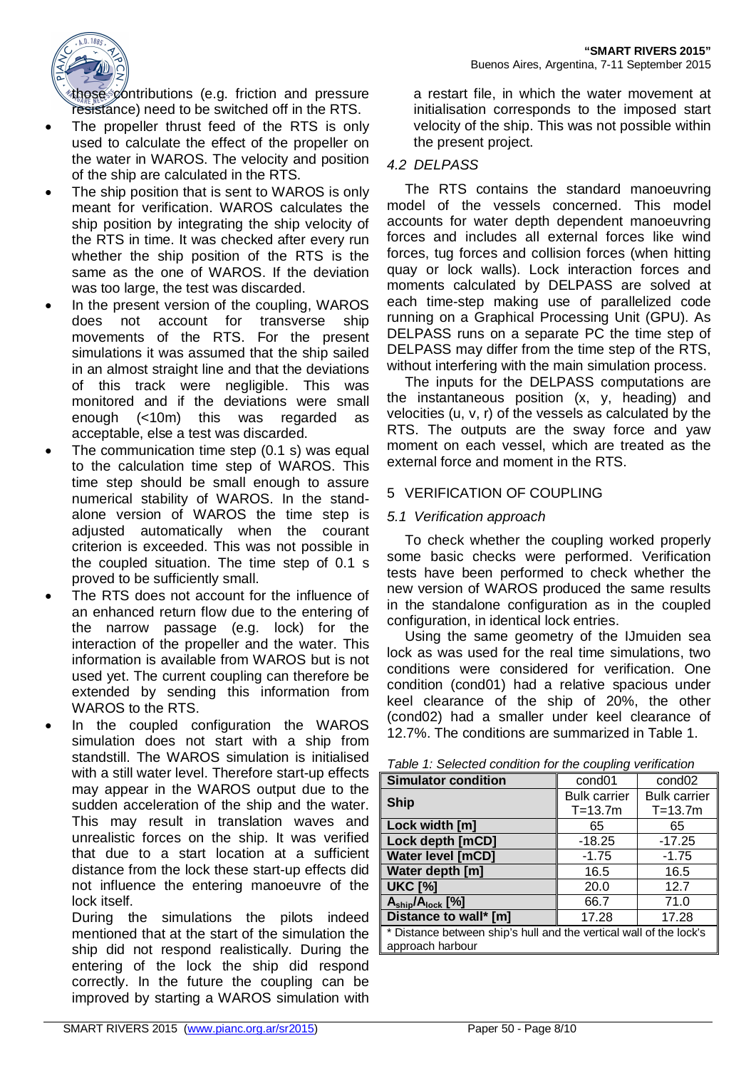those contributions (e.g. friction and pressure resistance) need to be switched off in the RTS.

- The propeller thrust feed of the RTS is only used to calculate the effect of the propeller on the water in WAROS. The velocity and position of the ship are calculated in the RTS.
- The ship position that is sent to WAROS is only meant for verification. WAROS calculates the ship position by integrating the ship velocity of the RTS in time. It was checked after every run whether the ship position of the RTS is the same as the one of WAROS. If the deviation was too large, the test was discarded.
- In the present version of the coupling, WAROS does not account for transverse ship movements of the RTS. For the present simulations it was assumed that the ship sailed in an almost straight line and that the deviations of this track were negligible. This was monitored and if the deviations were small enough (<10m) this was regarded as acceptable, else a test was discarded.
- The communication time step (0.1 s) was equal to the calculation time step of WAROS. This time step should be small enough to assure numerical stability of WAROS. In the stand-alone version of WAROS the time step is adjusted automatically when the courant criterion is exceeded. This was not possible in the coupled situation. The time step of 0.1 s proved to be sufficiently small.
- The RTS does not account for the influence of an enhanced return flow due to the entering of the narrow passage (e.g. lock) for the interaction of the propeller and the water. This information is available from WAROS but is not used yet. The current coupling can therefore be extended by sending this information from WAROS to the RTS.
- In the coupled configuration the WAROS simulation does not start with a ship from standstill. The WAROS simulation is initialised with a still water level. Therefore start-up effects may appear in the WAROS output due to the sudden acceleration of the ship and the water. This may result in translation waves and unrealistic forces on the ship. It was verified that due to a start location at a sufficient distance from the lock these start-up effects did not influence the entering manoeuvre of the lock itself.

  During the simulations the pilots indeed mentioned that at the start of the simulation the ship did not respond realistically. During the entering of the lock the ship did respond correctly. In the future the coupling can be improved by starting a WAROS simulation with a restart file, in which the water movement at initialisation corresponds to the imposed start velocity of the ship. This was not possible within the present project.

### *4.2 DELPASS*

The RTS contains the standard manoeuvring model of the vessels concerned. This model accounts for water depth dependent manoeuvring forces and includes all external forces like wind forces, tug forces and collision forces (when hitting quay or lock walls). Lock interaction forces and moments calculated by DELPASS are solved at each time-step making use of parallelized code running on a Graphical Processing Unit (GPU). As DELPASS runs on a separate PC the time step of DELPASS may differ from the time step of the RTS, without interfering with the main simulation process.

The inputs for the DELPASS computations are the instantaneous position (x, y, heading) and velocities (u, v, r) of the vessels as calculated by the RTS. The outputs are the sway force and yaw moment on each vessel, which are treated as the external force and moment in the RTS.

## 5 VERIFICATION OF COUPLING

### *5.1 Verification approach*

To check whether the coupling worked properly some basic checks were performed. Verification tests have been performed to check whether the new version of WAROS produced the same results in the standalone configuration as in the coupled configuration, in identical lock entries.

Using the same geometry of the IJmuiden sea lock as was used for the real time simulations, two conditions were considered for verification. One condition (cond01) had a relative spacious under keel clearance of the ship of 20%, the other (cond02) had a smaller under keel clearance of 12.7%. The conditions are summarized in Table 1.

*Table 1: Selected condition for the coupling verification*

| Simulator condition | cond01 | cond02 |
|---|---|---|
| Ship | Bulk carrier T=13.7m | Bulk carrier T=13.7m |
| Lock width [m] | 65 | 65 |
| Lock depth [mCD] | -18.25 | -17.25 |
| Water level [mCD] | -1.75 | -1.75 |
| Water depth [m] | 16.5 | 16.5 |
| UKC [%] | 20.0 | 12.7 |
| $A_{ship}/A_{lock}$ [%] | 66.7 | 71.0 |
| Distance to wall* [m] | 17.28 | 17.28 |

\* Distance between ship's hull and the vertical wall of the lock's approach harbour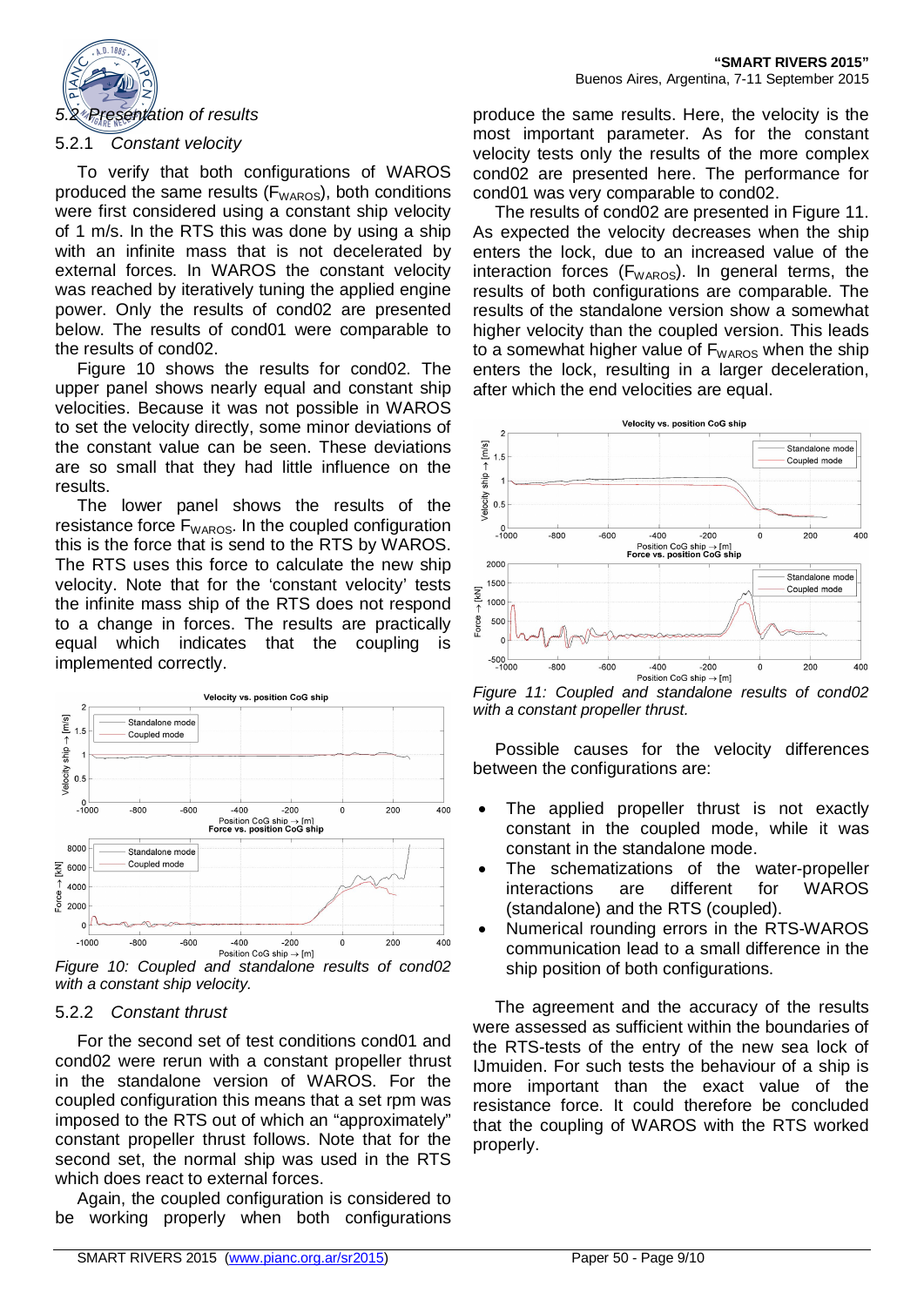### 5.2 Presentation of results

#### 5.2.1 *Constant velocity*

To verify that both configurations of WAROS produced the same results ($F_{WAROS}$), both conditions were first considered using a constant ship velocity of 1 m/s. In the RTS this was done by using a ship with an infinite mass that is not decelerated by external forces. In WAROS the constant velocity was reached by iteratively tuning the applied engine power. Only the results of cond02 are presented below. The results of cond01 were comparable to the results of cond02.

Figure 10 shows the results for cond02. The upper panel shows nearly equal and constant ship velocities. Because it was not possible in WAROS to set the velocity directly, some minor deviations of the constant value can be seen. These deviations are so small that they had little influence on the results.

The lower panel shows the results of the resistance force $F_{WAROS}$. In the coupled configuration this is the force that is send to the RTS by WAROS. The RTS uses this force to calculate the new ship velocity. Note that for the 'constant velocity' tests the infinite mass ship of the RTS does not respond to a change in forces. The results are practically equal which indicates that the coupling is implemented correctly.

*Figure 10: Coupled and standalone results of cond02 with a constant ship velocity.*

#### 5.2.2 *Constant thrust*

For the second set of test conditions cond01 and cond02 were rerun with a constant propeller thrust in the standalone version of WAROS. For the coupled configuration this means that a set rpm was imposed to the RTS out of which an "approximately" constant propeller thrust follows. Note that for the second set, the normal ship was used in the RTS which does react to external forces.

Again, the coupled configuration is considered to be working properly when both configurations produce the same results. Here, the velocity is the most important parameter. As for the constant velocity tests only the results of the more complex cond02 are presented here. The performance for cond01 was very comparable to cond02.

The results of cond02 are presented in Figure 11. As expected the velocity decreases when the ship enters the lock, due to an increased value of the interaction forces ($F_{WAROS}$). In general terms, the results of both configurations are comparable. The results of the standalone version show a somewhat higher velocity than the coupled version. This leads to a somewhat higher value of $F_{WAROS}$ when the ship enters the lock, resulting in a larger deceleration, after which the end velocities are equal.

*Figure 11: Coupled and standalone results of cond02 with a constant propeller thrust.*

Possible causes for the velocity differences between the configurations are:

- The applied propeller thrust is not exactly constant in the coupled mode, while it was constant in the standalone mode.
- The schematizations of the water-propeller interactions are different for WAROS (standalone) and the RTS (coupled).
- Numerical rounding errors in the RTS-WAROS communication lead to a small difference in the ship position of both configurations.

The agreement and the accuracy of the results were assessed as sufficient within the boundaries of the RTS-tests of the entry of the new sea lock of IJmuiden. For such tests the behaviour of a ship is more important than the exact value of the resistance force. It could therefore be concluded that the coupling of WAROS with the RTS worked properly.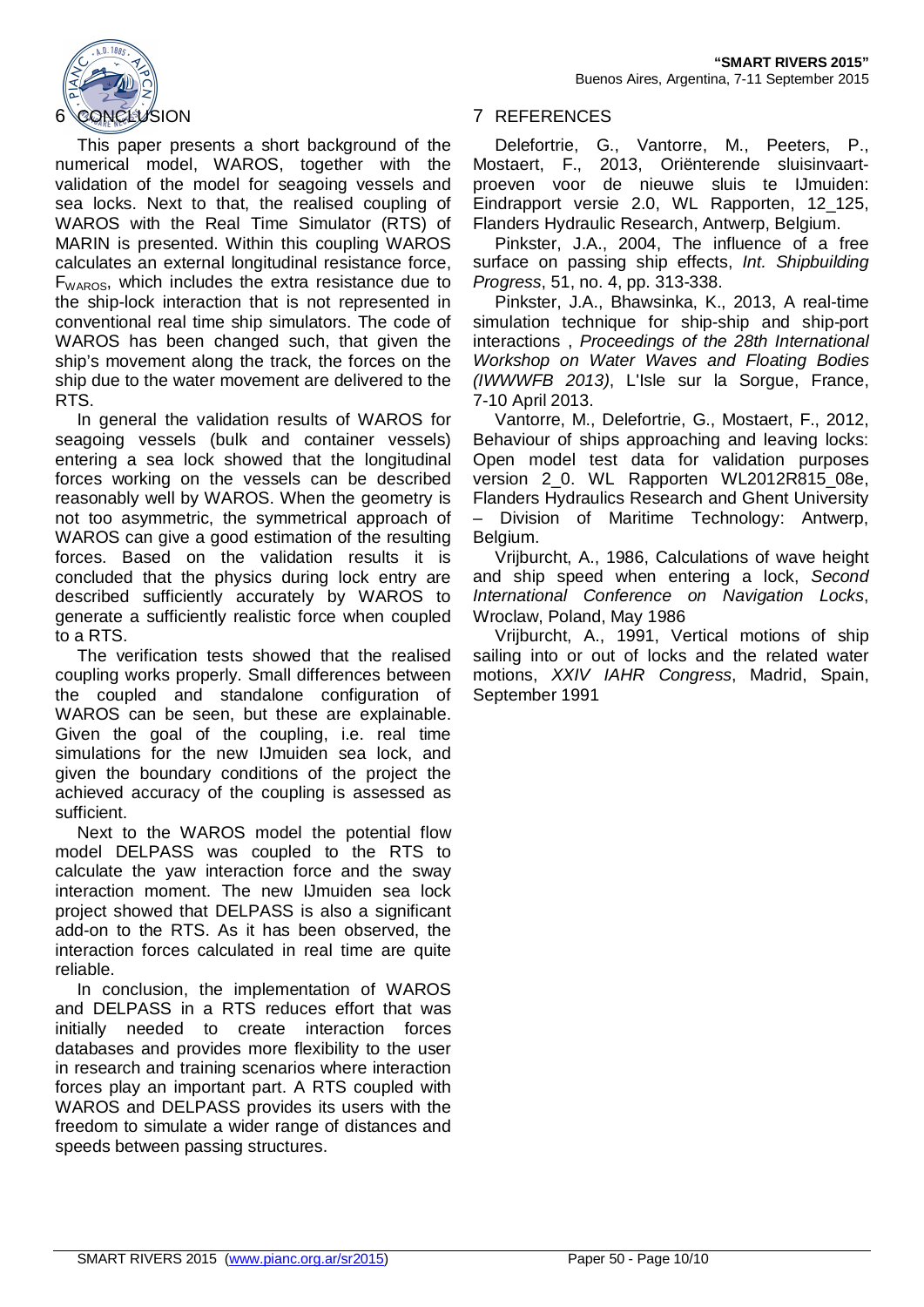# 6 CONCLUSION

This paper presents a short background of the numerical model, WAROS, together with the validation of the model for seagoing vessels and sea locks. Next to that, the realised coupling of WAROS with the Real Time Simulator (RTS) of MARIN is presented. Within this coupling WAROS calculates an external longitudinal resistance force, $F_{WAROS}$, which includes the extra resistance due to the ship-lock interaction that is not represented in conventional real time ship simulators. The code of WAROS has been changed such, that given the ship's movement along the track, the forces on the ship due to the water movement are delivered to the RTS.

In general the validation results of WAROS for seagoing vessels (bulk and container vessels) entering a sea lock showed that the longitudinal forces working on the vessels can be described reasonably well by WAROS. When the geometry is not too asymmetric, the symmetrical approach of WAROS can give a good estimation of the resulting forces. Based on the validation results it is concluded that the physics during lock entry are described sufficiently accurately by WAROS to generate a sufficiently realistic force when coupled to a RTS.

The verification tests showed that the realised coupling works properly. Small differences between the coupled and standalone configuration of WAROS can be seen, but these are explainable. Given the goal of the coupling, i.e. real time simulations for the new IJmuiden sea lock, and given the boundary conditions of the project the achieved accuracy of the coupling is assessed as sufficient.

Next to the WAROS model the potential flow model DELPASS was coupled to the RTS to calculate the yaw interaction force and the sway interaction moment. The new IJmuiden sea lock project showed that DELPASS is also a significant add-on to the RTS. As it has been observed, the interaction forces calculated in real time are quite reliable.

In conclusion, the implementation of WAROS and DELPASS in a RTS reduces effort that was initially needed to create interaction forces databases and provides more flexibility to the user in research and training scenarios where interaction forces play an important part. A RTS coupled with WAROS and DELPASS provides its users with the freedom to simulate a wider range of distances and speeds between passing structures.

# 7 REFERENCES

Delefortrie, G., Vantorre, M., Peeters, P., Mostaert, F., 2013, Oriënterende sluisinvaart-proeven voor de nieuwe sluis te IJmuiden: Eindrapport versie 2.0, WL Rapporten, 12_125, Flanders Hydraulic Research, Antwerp, Belgium.

Pinkster, J.A., 2004, The influence of a free surface on passing ship effects, *Int. Shipbuilding Progress*, 51, no. 4, pp. 313-338.

Pinkster, J.A., Bhawsinka, K., 2013, A real-time simulation technique for ship-ship and ship-port interactions , *Proceedings of the 28th International Workshop on Water Waves and Floating Bodies (IWWWFB 2013)*, L'Isle sur la Sorgue, France, 7-10 April 2013.

Vantorre, M., Delefortrie, G., Mostaert, F., 2012, Behaviour of ships approaching and leaving locks: Open model test data for validation purposes version 2_0. WL Rapporten WL2012R815_08e, Flanders Hydraulics Research and Ghent University – Division of Maritime Technology: Antwerp, Belgium.

Vrijburcht, A., 1986, Calculations of wave height and ship speed when entering a lock, *Second International Conference on Navigation Locks*, Wroclaw, Poland, May 1986

Vrijburcht, A., 1991, Vertical motions of ship sailing into or out of locks and the related water motions, *XXIV IAHR Congress*, Madrid, Spain, September 1991